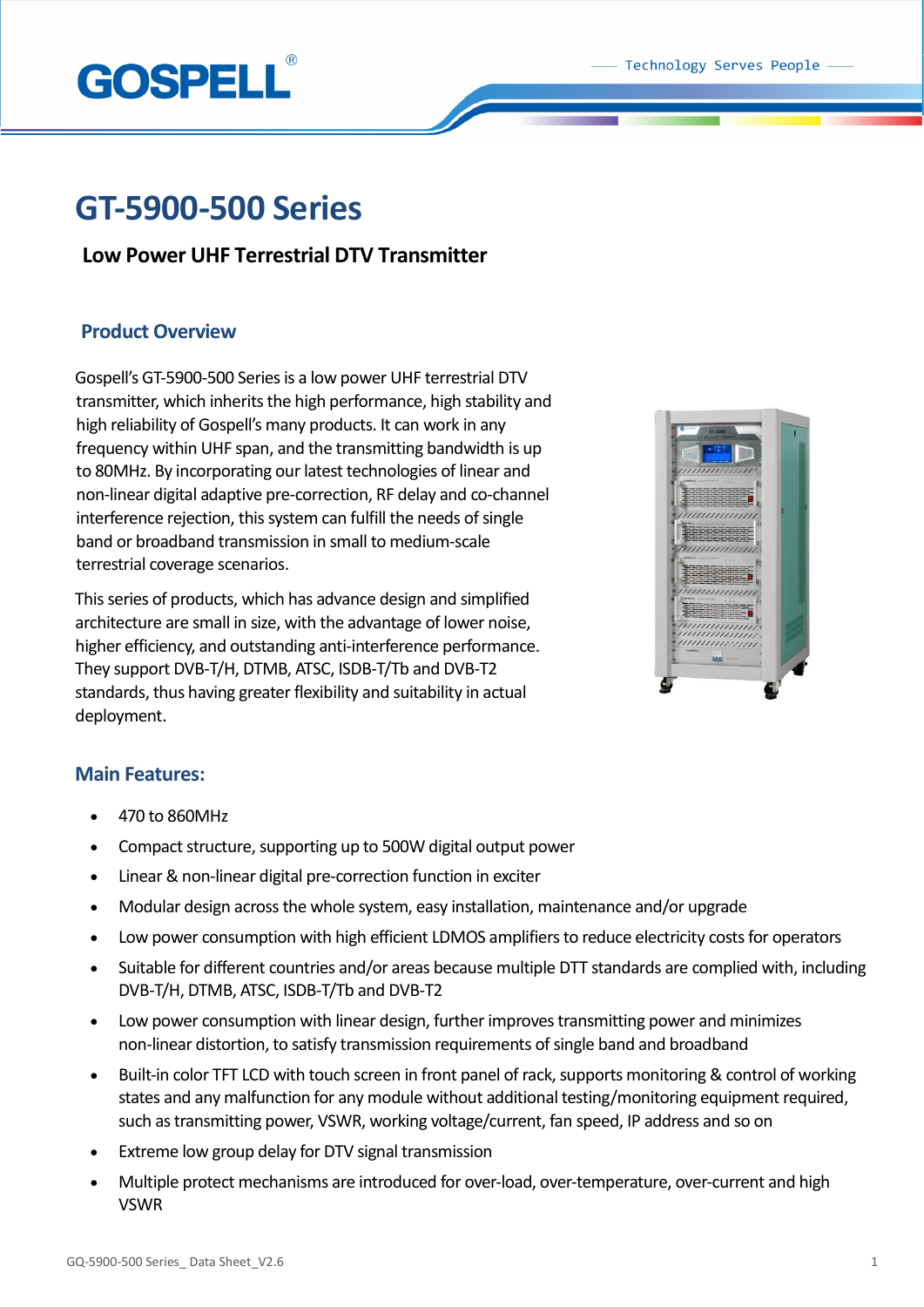# GT-5900-500 Series

## Low Power UHF Terrestrial DTV Transmitter

## Product Overview

Gospell's GT-5900-500 Series is a low power UHF terrestrial DTV transmitter, which inherits the high performance, high stability and high reliability of Gospell's many products. It can work in any frequency within UHF span, and the transmitting bandwidth is up to 80MHz. By incorporating our latest technologies of linear and non-linear digital adaptive pre-correction, RF delay and co-channel interference rejection, this system can fulfill the needs of single band or broadband transmission in small to medium-scale terrestrial coverage scenarios.

This series of products, which has advance design and simplified architecture are small in size, with the advantage of lower noise, higher efficiency, and outstanding anti-interference performance. They support DVB-T/H, DTMB, ATSC, ISDB-T/Tb and DVB-T2 standards, thus having greater flexibility and suitability in actual deployment.

## Main Features:

- 470 to 860MHz
- Compact structure, supporting up to 500W digital output power
- Linear & non-linear digital pre-correction function in exciter
- Modular design across the whole system, easy installation, maintenance and/or upgrade
- Low power consumption with high efficient LDMOS amplifiers to reduce electricity costs for operators
- Suitable for different countries and/or areas because multiple DTT standards are complied with, including DVB-T/H, DTMB, ATSC, ISDB-T/Tb and DVB-T2
- Low power consumption with linear design, further improves transmitting power and minimizes non-linear distortion, to satisfy transmission requirements of single band and broadband
- Built-in color TFT LCD with touch screen in front panel of rack, supports monitoring & control of working states and any malfunction for any module without additional testing/monitoring equipment required, such as transmitting power, VSWR, working voltage/current, fan speed, IP address and so on
- Extreme low group delay for DTV signal transmission
- Multiple protect mechanisms are introduced for over-load, over-temperature, over-current and high VSWR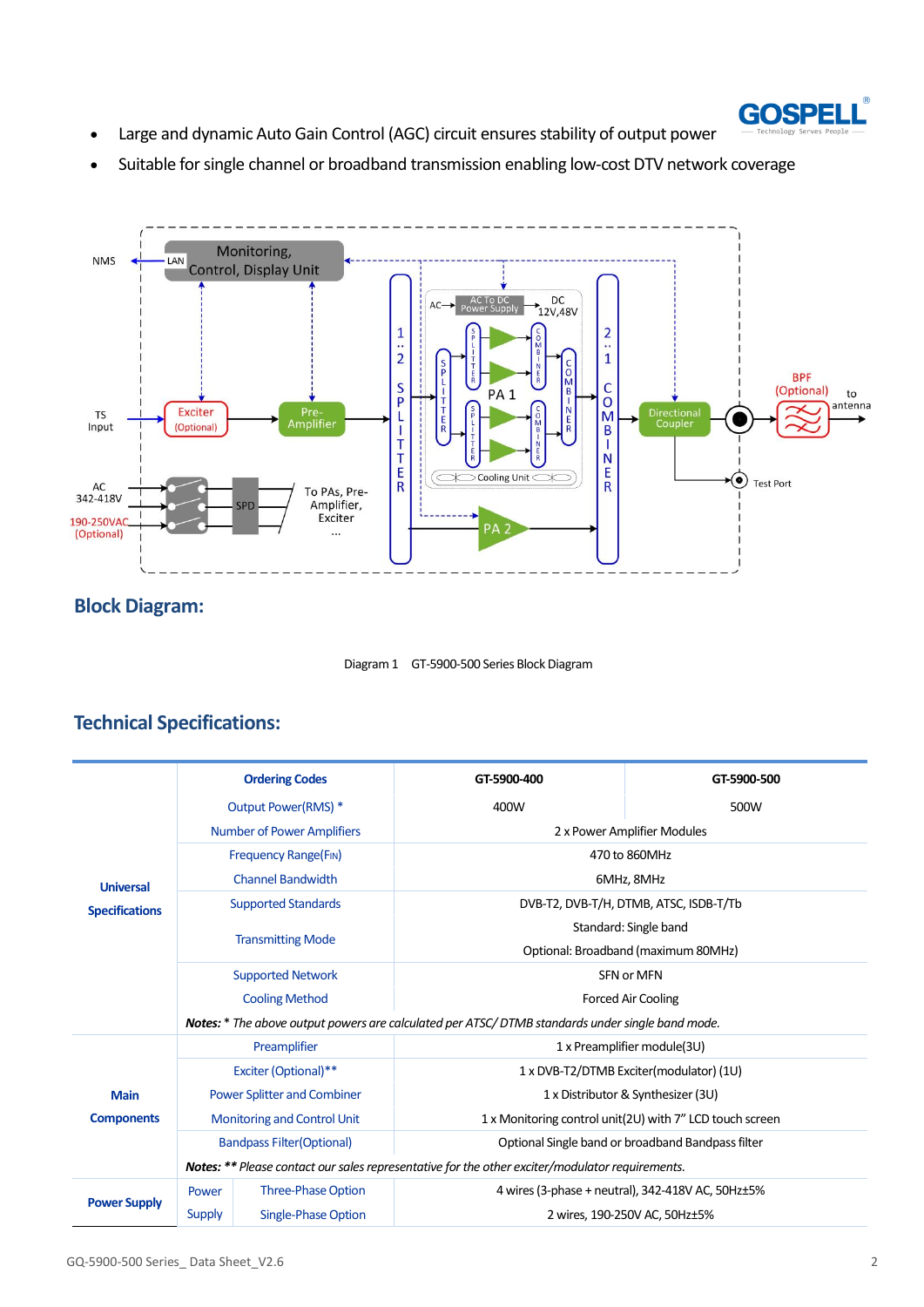- Large and dynamic Auto Gain Control (AGC) circuit ensures stability of output power
- Suitable for single channel or broadband transmission enabling low-cost DTV network coverage

## Block Diagram:

Diagram 1  GT-5900-500 Series Block Diagram

## Technical Specifications:

| | | | GT-5900-400 | GT-5900-500 |
|---|---|---|---|---|
| Universal Specifications | Ordering Codes | | GT-5900-400 | GT-5900-500 |
| | Output Power(RMS) * | | 400W | 500W |
| | Number of Power Amplifiers | | 2 x Power Amplifier Modules | |
| | Frequency Range(FIN) | | 470 to 860MHz | |
| | Channel Bandwidth | | 6MHz, 8MHz | |
| | Supported Standards | | DVB-T2, DVB-T/H, DTMB, ATSC, ISDB-T/Tb | |
| | Transmitting Mode | | Standard: Single band<br>Optional: Broadband (maximum 80MHz) | |
| | Supported Network | | SFN or MFN | |
| | Cooling Method | | Forced Air Cooling | |
| | ***Notes:*** * *The above output powers are calculated per ATSC/ DTMB standards under single band mode.* | | | |
| Main Components | Preamplifier | | 1 x Preamplifier module(3U) | |
| | Exciter (Optional)** | | 1 x DVB-T2/DTMB Exciter(modulator) (1U) | |
| | Power Splitter and Combiner | | 1 x Distributor & Synthesizer (3U) | |
| | Monitoring and Control Unit | | 1 x Monitoring control unit(2U) with 7" LCD touch screen | |
| | Bandpass Filter(Optional) | | Optional Single band or broadband Bandpass filter | |
| | ***Notes:*** ** *Please contact our sales representative for the other exciter/modulator requirements.* | | | |
| Power Supply | Power Supply | Three-Phase Option | 4 wires (3-phase + neutral), 342-418V AC, 50Hz±5% | |
| | | Single-Phase Option | 2 wires, 190-250V AC, 50Hz±5% | |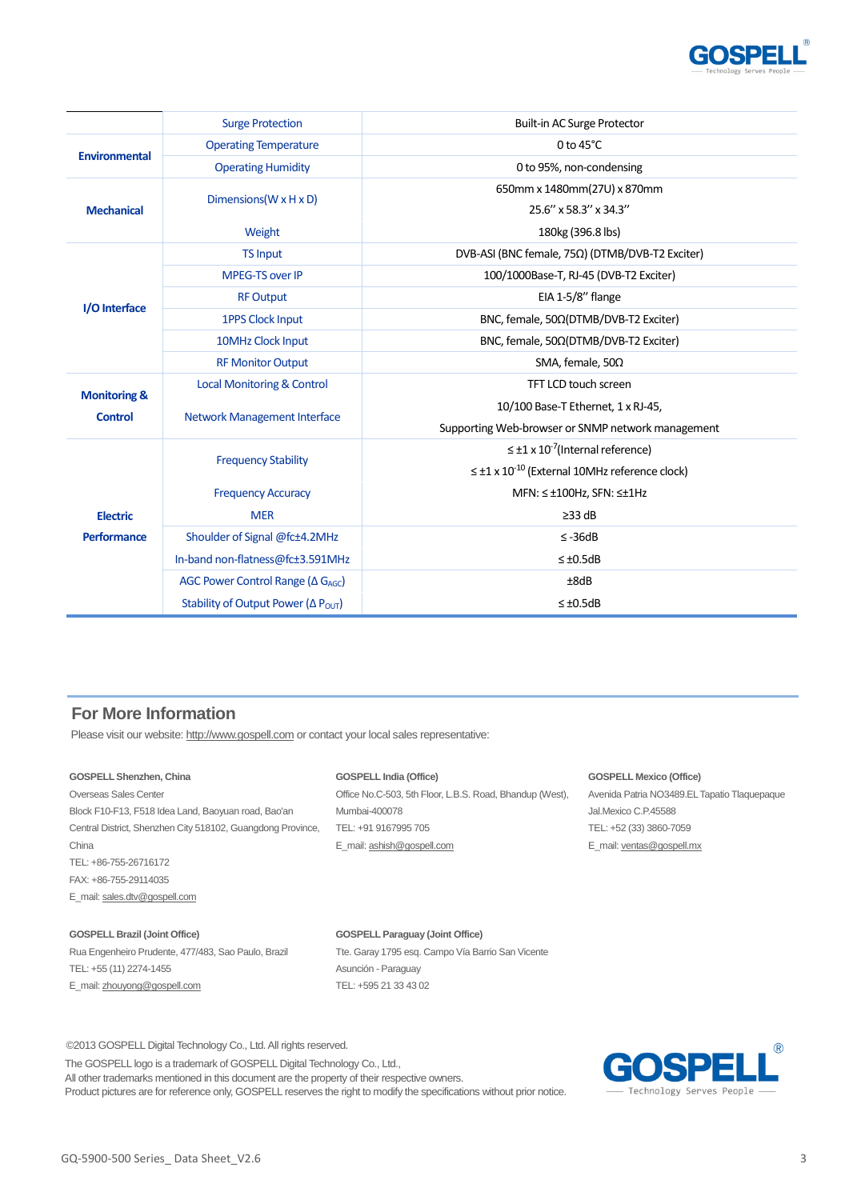| | | |
|---|---|---|
| Environmental | Surge Protection | Built-in AC Surge Protector |
| | Operating Temperature | 0 to 45°C |
| | Operating Humidity | 0 to 95%, non-condensing |
| Mechanical | Dimensions(W x H x D) | 650mm x 1480mm(27U) x 870mm<br>25.6" x 58.3" x 34.3" |
| | Weight | 180kg (396.8 lbs) |
| I/O Interface | TS Input | DVB-ASI (BNC female, 75Ω) (DTMB/DVB-T2 Exciter) |
| | MPEG-TS over IP | 100/1000Base-T, RJ-45 (DVB-T2 Exciter) |
| | RF Output | EIA 1-5/8" flange |
| | 1PPS Clock Input | BNC, female, 50Ω(DTMB/DVB-T2 Exciter) |
| | 10MHz Clock Input | BNC, female, 50Ω(DTMB/DVB-T2 Exciter) |
| | RF Monitor Output | SMA, female, 50Ω |
| Monitoring & Control | Local Monitoring & Control | TFT LCD touch screen |
| | Network Management Interface | 10/100 Base-T Ethernet, 1 x RJ-45,<br>Supporting Web-browser or SNMP network management |
| Electric Performance | Frequency Stability | ≤ ±1 x $10^{-7}$(Internal reference)<br>≤ ±1 x $10^{-10}$ (External 10MHz reference clock) |
| | Frequency Accuracy | MFN: ≤ ±100Hz, SFN: ≤±1Hz |
| | MER | ≥33 dB |
| | Shoulder of Signal @fc±4.2MHz | ≤ -36dB |
| | In-band non-flatness@fc±3.591MHz | ≤ ±0.5dB |
| | AGC Power Control Range ($\Delta G_{AGC}$) | ±8dB |
| | Stability of Output Power ($\Delta P_{OUT}$) | ≤ ±0.5dB |

## For More Information

Please visit our website: http://www.gospell.com or contact your local sales representative:

**GOSPELL Shenzhen, China**
Overseas Sales Center
Block F10-F13, F518 Idea Land, Baoyuan road, Bao'an Central District, Shenzhen City 518102, Guangdong Province, China
TEL: +86-755-26716172
FAX: +86-755-29114035
E_mail: sales.dtv@gospell.com

**GOSPELL India (Office)**
Office No.C-503, 5th Floor, L.B.S. Road, Bhandup (West), Mumbai-400078
TEL: +91 9167995 705
E_mail: ashish@gospell.com

**GOSPELL Mexico (Office)**
Avenida Patria NO3489.EL Tapatio Tlaquepaque Jal.Mexico C.P.45588
TEL: +52 (33) 3860-7059
E_mail: ventas@gospell.mx

**GOSPELL Brazil (Joint Office)**
Rua Engenheiro Prudente, 477/483, Sao Paulo, Brazil
TEL: +55 (11) 2274-1455
E_mail: zhouyong@gospell.com

**GOSPELL Paraguay (Joint Office)**
Tte. Garay 1795 esq. Campo Vía Barrio San Vicente Asunción - Paraguay
TEL: +595 21 33 43 02

©2013 GOSPELL Digital Technology Co., Ltd. All rights reserved.
The GOSPELL logo is a trademark of GOSPELL Digital Technology Co., Ltd.,
All other trademarks mentioned in this document are the property of their respective owners.
Product pictures are for reference only, GOSPELL reserves the right to modify the specifications without prior notice.

GOSPELL®
Technology Serves People